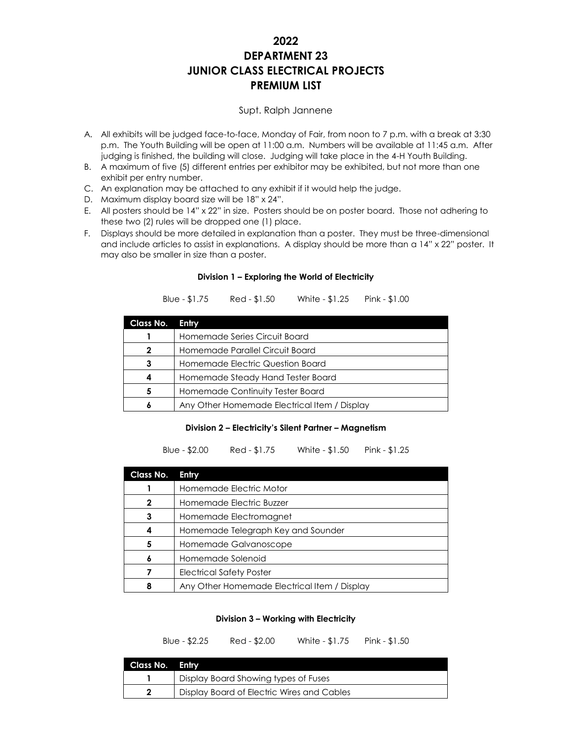# 2022
# DEPARTMENT 23
# JUNIOR CLASS ELECTRICAL PROJECTS
# PREMIUM LIST

Supt. Ralph Jannene

A. All exhibits will be judged face-to-face, Monday of Fair, from noon to 7 p.m. with a break at 3:30 p.m. The Youth Building will be open at 11:00 a.m. Numbers will be available at 11:45 a.m. After judging is finished, the building will close. Judging will take place in the 4-H Youth Building.
B. A maximum of five (5) different entries per exhibitor may be exhibited, but not more than one exhibit per entry number.
C. An explanation may be attached to any exhibit if it would help the judge.
D. Maximum display board size will be 18" x 24".
E. All posters should be 14" x 22" in size. Posters should be on poster board. Those not adhering to these two (2) rules will be dropped one (1) place.
F. Displays should be more detailed in explanation than a poster. They must be three-dimensional and include articles to assist in explanations. A display should be more than a 14" x 22" poster. It may also be smaller in size than a poster.

**Division 1 – Exploring the World of Electricity**

Blue - $1.75 Red - $1.50 White - $1.25 Pink - $1.00

| Class No. | Entry |
|---|---|
| 1 | Homemade Series Circuit Board |
| 2 | Homemade Parallel Circuit Board |
| 3 | Homemade Electric Question Board |
| 4 | Homemade Steady Hand Tester Board |
| 5 | Homemade Continuity Tester Board |
| 6 | Any Other Homemade Electrical Item / Display |

**Division 2 – Electricity's Silent Partner – Magnetism**

Blue - $2.00 Red - $1.75 White - $1.50 Pink - $1.25

| Class No. | Entry |
|---|---|
| 1 | Homemade Electric Motor |
| 2 | Homemade Electric Buzzer |
| 3 | Homemade Electromagnet |
| 4 | Homemade Telegraph Key and Sounder |
| 5 | Homemade Galvanoscope |
| 6 | Homemade Solenoid |
| 7 | Electrical Safety Poster |
| 8 | Any Other Homemade Electrical Item / Display |

**Division 3 – Working with Electricity**

Blue - $2.25 Red - $2.00 White - $1.75 Pink - $1.50

| Class No. | Entry |
|---|---|
| 1 | Display Board Showing types of Fuses |
| 2 | Display Board of Electric Wires and Cables |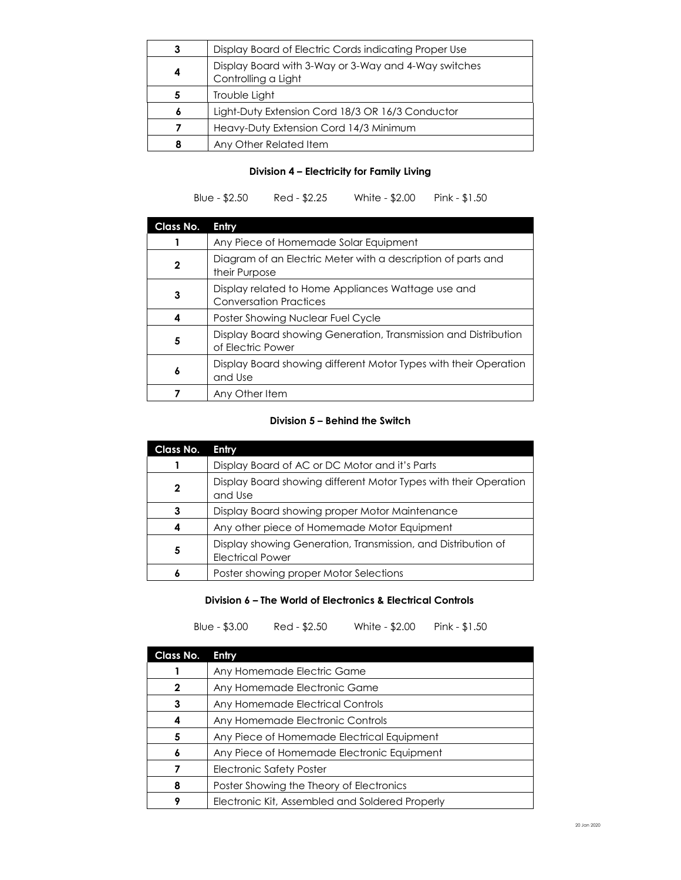| | |
|---|---|
| 3 | Display Board of Electric Cords indicating Proper Use |
| 4 | Display Board with 3-Way or 3-Way and 4-Way switches Controlling a Light |
| 5 | Trouble Light |
| 6 | Light-Duty Extension Cord 18/3 OR 16/3 Conductor |
| 7 | Heavy-Duty Extension Cord 14/3 Minimum |
| 8 | Any Other Related Item |

### Division 4 – Electricity for Family Living

Blue - $2.50 Red - $2.25 White - $2.00 Pink - $1.50

| Class No. | Entry |
|---|---|
| 1 | Any Piece of Homemade Solar Equipment |
| 2 | Diagram of an Electric Meter with a description of parts and their Purpose |
| 3 | Display related to Home Appliances Wattage use and Conversation Practices |
| 4 | Poster Showing Nuclear Fuel Cycle |
| 5 | Display Board showing Generation, Transmission and Distribution of Electric Power |
| 6 | Display Board showing different Motor Types with their Operation and Use |
| 7 | Any Other Item |

### Division 5 – Behind the Switch

| Class No. | Entry |
|---|---|
| 1 | Display Board of AC or DC Motor and it's Parts |
| 2 | Display Board showing different Motor Types with their Operation and Use |
| 3 | Display Board showing proper Motor Maintenance |
| 4 | Any other piece of Homemade Motor Equipment |
| 5 | Display showing Generation, Transmission, and Distribution of Electrical Power |
| 6 | Poster showing proper Motor Selections |

### Division 6 – The World of Electronics & Electrical Controls

Blue - $3.00 Red - $2.50 White - $2.00 Pink - $1.50

| Class No. | Entry |
|---|---|
| 1 | Any Homemade Electric Game |
| 2 | Any Homemade Electronic Game |
| 3 | Any Homemade Electrical Controls |
| 4 | Any Homemade Electronic Controls |
| 5 | Any Piece of Homemade Electrical Equipment |
| 6 | Any Piece of Homemade Electronic Equipment |
| 7 | Electronic Safety Poster |
| 8 | Poster Showing the Theory of Electronics |
| 9 | Electronic Kit, Assembled and Soldered Properly |